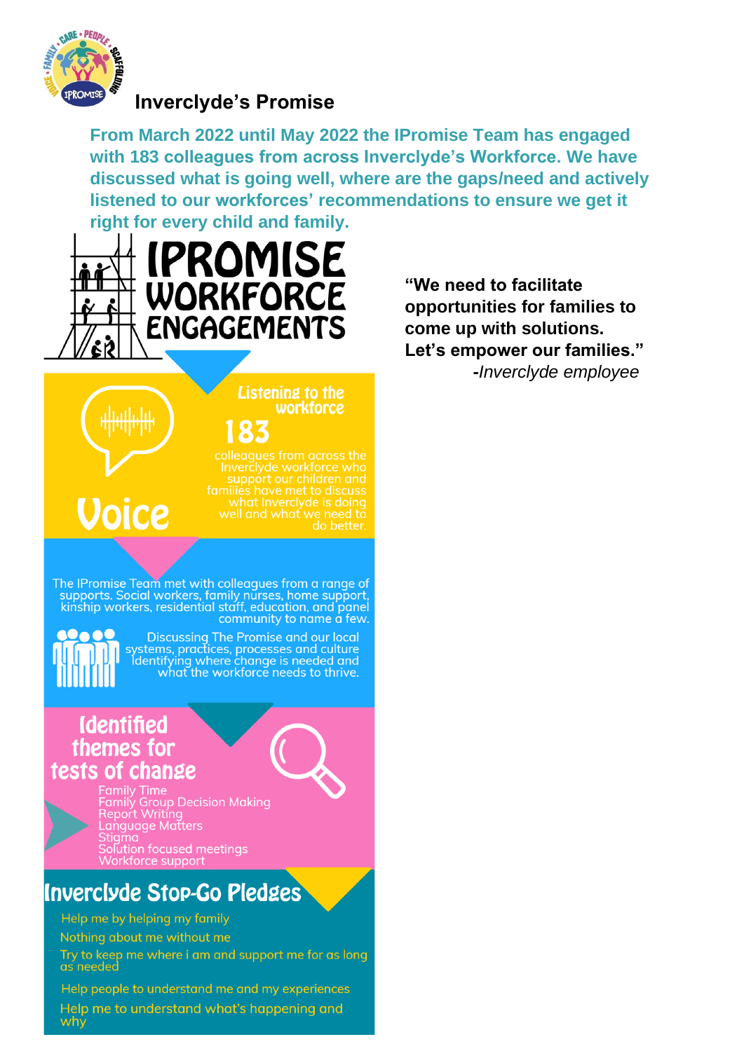# Inverclyde's Promise

**From March 2022 until May 2022 the IPromise Team has engaged with 183 colleagues from across Inverclyde's Workforce. We have discussed what is going well, where are the gaps/need and actively listened to our workforces' recommendations to ensure we get it right for every child and family.**

**"We need to facilitate opportunities for families to come up with solutions. Let's empower our families."**
**-***Inverclyde employee*

## IPROMISE WORKFORCE ENGAGEMENTS

### Voice

**Listening to the workforce**

**183**

colleagues from across the Inverclyde workforce who support our children and families have met to discuss what Inverclyde is doing well and what we need to do better.

The IPromise Team met with colleagues from a range of supports. Social workers, family nurses, home support, kinship workers, residential staff, education, and panel community to name a few.

Discussing The Promise and our local systems, practices, processes and culture identifying where change is needed and what the workforce needs to thrive.

### Identified themes for tests of change

- Family Time
- Family Group Decision Making
- Report Writing
- Language Matters
- Stigma
- Solution focused meetings
- Workforce support

### Inverclyde Stop-Go Pledges

- Help me by helping my family
- Nothing about me without me
- Try to keep me where i am and support me for as long as needed
- Help people to understand me and my experiences
- Help me to understand what's happening and why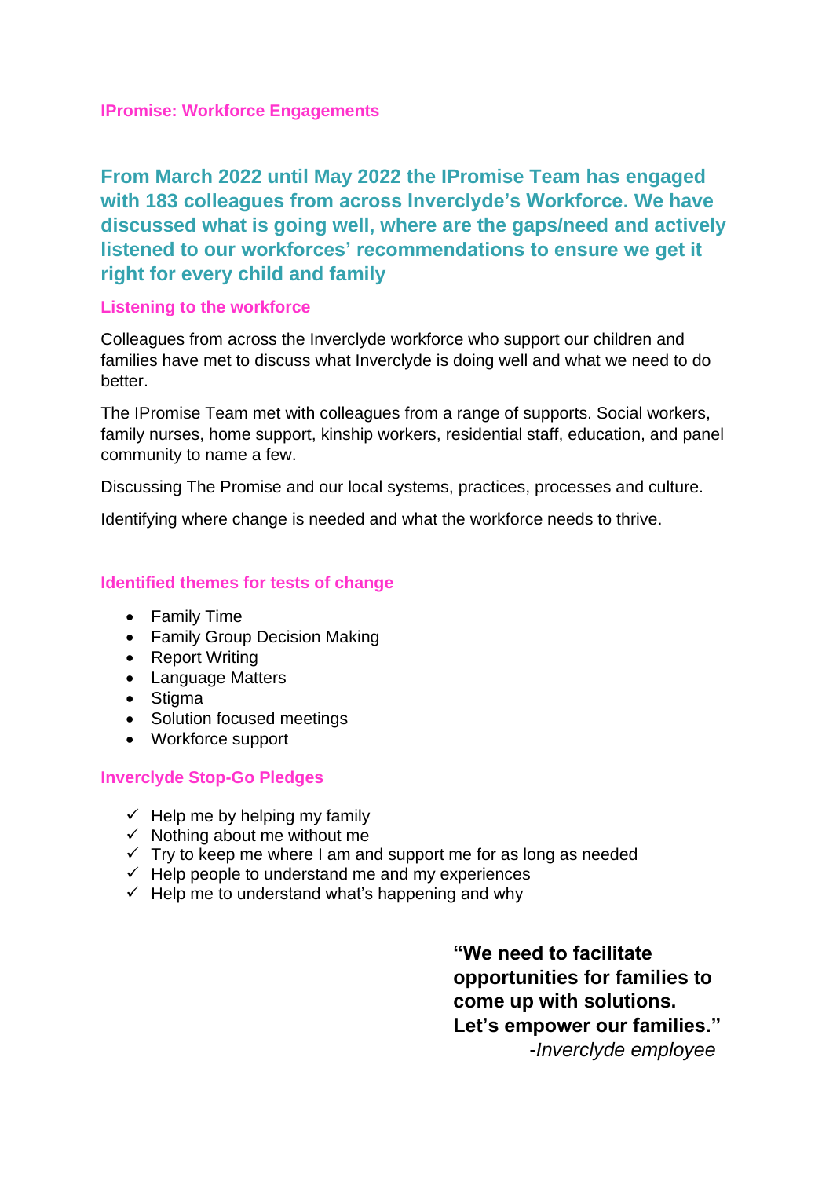**IPromise: Workforce Engagements**

## From March 2022 until May 2022 the IPromise Team has engaged with 183 colleagues from across Inverclyde's Workforce. We have discussed what is going well, where are the gaps/need and actively listened to our workforces' recommendations to ensure we get it right for every child and family

### Listening to the workforce

Colleagues from across the Inverclyde workforce who support our children and families have met to discuss what Inverclyde is doing well and what we need to do better.

The IPromise Team met with colleagues from a range of supports. Social workers, family nurses, home support, kinship workers, residential staff, education, and panel community to name a few.

Discussing The Promise and our local systems, practices, processes and culture.

Identifying where change is needed and what the workforce needs to thrive.

### Identified themes for tests of change

- Family Time
- Family Group Decision Making
- Report Writing
- Language Matters
- Stigma
- Solution focused meetings
- Workforce support

### Inverclyde Stop-Go Pledges

- ✓ Help me by helping my family
- ✓ Nothing about me without me
- ✓ Try to keep me where I am and support me for as long as needed
- ✓ Help people to understand me and my experiences
- ✓ Help me to understand what's happening and why

**"We need to facilitate opportunities for families to come up with solutions. Let's empower our families."**
**-***Inverclyde employee*